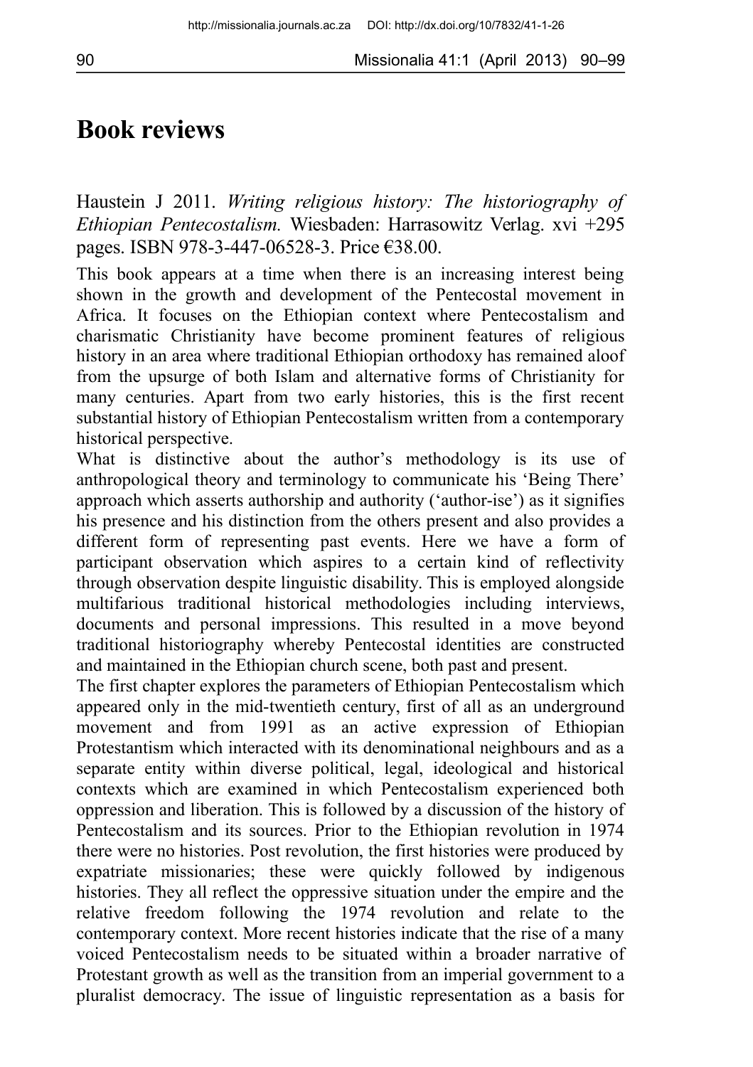# Book reviews

Haustein J 2011. *Writing religious history: The historiography of Ethiopian Pentecostalism.* Wiesbaden: Harrasowitz Verlag. xvi +295 pages. ISBN 978-3-447-06528-3. Price €38.00.

This book appears at a time when there is an increasing interest being shown in the growth and development of the Pentecostal movement in Africa. It focuses on the Ethiopian context where Pentecostalism and charismatic Christianity have become prominent features of religious history in an area where traditional Ethiopian orthodoxy has remained aloof from the upsurge of both Islam and alternative forms of Christianity for many centuries. Apart from two early histories, this is the first recent substantial history of Ethiopian Pentecostalism written from a contemporary historical perspective.

What is distinctive about the author's methodology is its use of anthropological theory and terminology to communicate his 'Being There' approach which asserts authorship and authority ('author-ise') as it signifies his presence and his distinction from the others present and also provides a different form of representing past events. Here we have a form of participant observation which aspires to a certain kind of reflectivity through observation despite linguistic disability. This is employed alongside multifarious traditional historical methodologies including interviews, documents and personal impressions. This resulted in a move beyond traditional historiography whereby Pentecostal identities are constructed and maintained in the Ethiopian church scene, both past and present.

The first chapter explores the parameters of Ethiopian Pentecostalism which appeared only in the mid-twentieth century, first of all as an underground movement and from 1991 as an active expression of Ethiopian Protestantism which interacted with its denominational neighbours and as a separate entity within diverse political, legal, ideological and historical contexts which are examined in which Pentecostalism experienced both oppression and liberation. This is followed by a discussion of the history of Pentecostalism and its sources. Prior to the Ethiopian revolution in 1974 there were no histories. Post revolution, the first histories were produced by expatriate missionaries; these were quickly followed by indigenous histories. They all reflect the oppressive situation under the empire and the relative freedom following the 1974 revolution and relate to the contemporary context. More recent histories indicate that the rise of a many voiced Pentecostalism needs to be situated within a broader narrative of Protestant growth as well as the transition from an imperial government to a pluralist democracy. The issue of linguistic representation as a basis for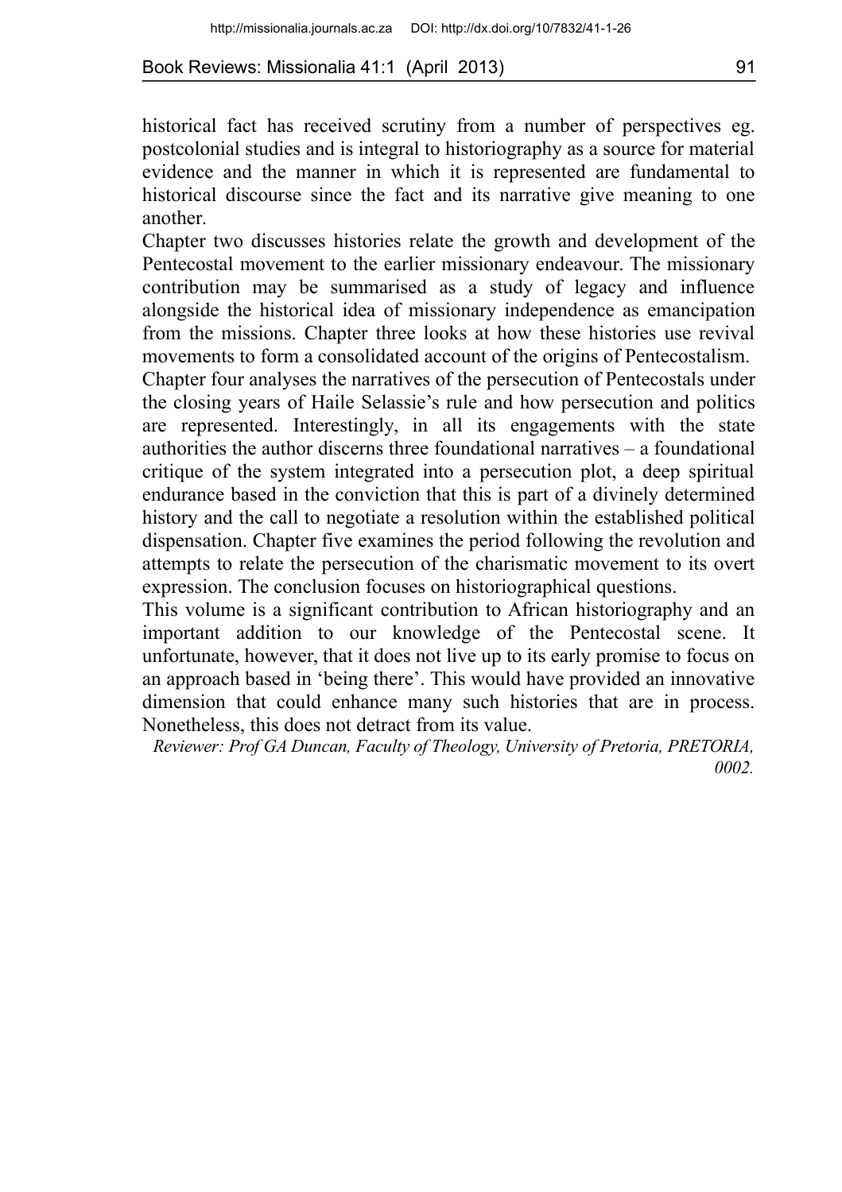historical fact has received scrutiny from a number of perspectives eg. postcolonial studies and is integral to historiography as a source for material evidence and the manner in which it is represented are fundamental to historical discourse since the fact and its narrative give meaning to one another.

Chapter two discusses histories relate the growth and development of the Pentecostal movement to the earlier missionary endeavour. The missionary contribution may be summarised as a study of legacy and influence alongside the historical idea of missionary independence as emancipation from the missions. Chapter three looks at how these histories use revival movements to form a consolidated account of the origins of Pentecostalism.

Chapter four analyses the narratives of the persecution of Pentecostals under the closing years of Haile Selassie's rule and how persecution and politics are represented. Interestingly, in all its engagements with the state authorities the author discerns three foundational narratives – a foundational critique of the system integrated into a persecution plot, a deep spiritual endurance based in the conviction that this is part of a divinely determined history and the call to negotiate a resolution within the established political dispensation. Chapter five examines the period following the revolution and attempts to relate the persecution of the charismatic movement to its overt expression. The conclusion focuses on historiographical questions.

This volume is a significant contribution to African historiography and an important addition to our knowledge of the Pentecostal scene. It unfortunate, however, that it does not live up to its early promise to focus on an approach based in 'being there'. This would have provided an innovative dimension that could enhance many such histories that are in process. Nonetheless, this does not detract from its value.

*Reviewer: Prof GA Duncan, Faculty of Theology, University of Pretoria, PRETORIA, 0002.*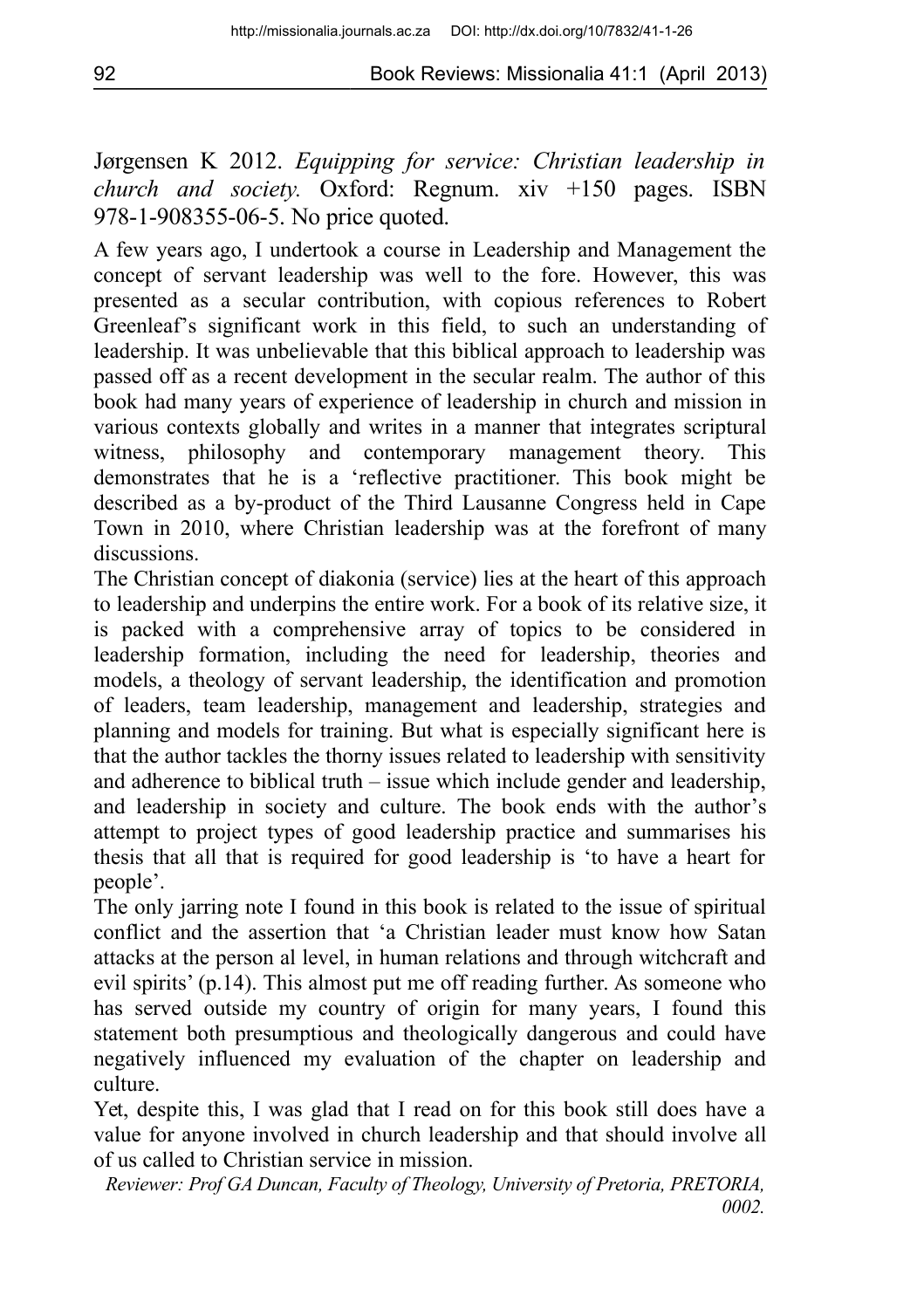Jørgensen K 2012. *Equipping for service: Christian leadership in church and society.* Oxford: Regnum. xiv +150 pages. ISBN 978-1-908355-06-5. No price quoted.

A few years ago, I undertook a course in Leadership and Management the concept of servant leadership was well to the fore. However, this was presented as a secular contribution, with copious references to Robert Greenleaf's significant work in this field, to such an understanding of leadership. It was unbelievable that this biblical approach to leadership was passed off as a recent development in the secular realm. The author of this book had many years of experience of leadership in church and mission in various contexts globally and writes in a manner that integrates scriptural witness, philosophy and contemporary management theory. This demonstrates that he is a 'reflective practitioner. This book might be described as a by-product of the Third Lausanne Congress held in Cape Town in 2010, where Christian leadership was at the forefront of many discussions.

The Christian concept of diakonia (service) lies at the heart of this approach to leadership and underpins the entire work. For a book of its relative size, it is packed with a comprehensive array of topics to be considered in leadership formation, including the need for leadership, theories and models, a theology of servant leadership, the identification and promotion of leaders, team leadership, management and leadership, strategies and planning and models for training. But what is especially significant here is that the author tackles the thorny issues related to leadership with sensitivity and adherence to biblical truth – issue which include gender and leadership, and leadership in society and culture. The book ends with the author's attempt to project types of good leadership practice and summarises his thesis that all that is required for good leadership is 'to have a heart for people'.

The only jarring note I found in this book is related to the issue of spiritual conflict and the assertion that 'a Christian leader must know how Satan attacks at the person al level, in human relations and through witchcraft and evil spirits' (p.14). This almost put me off reading further. As someone who has served outside my country of origin for many years, I found this statement both presumptious and theologically dangerous and could have negatively influenced my evaluation of the chapter on leadership and culture.

Yet, despite this, I was glad that I read on for this book still does have a value for anyone involved in church leadership and that should involve all of us called to Christian service in mission.

*Reviewer: Prof GA Duncan, Faculty of Theology, University of Pretoria, PRETORIA, 0002.*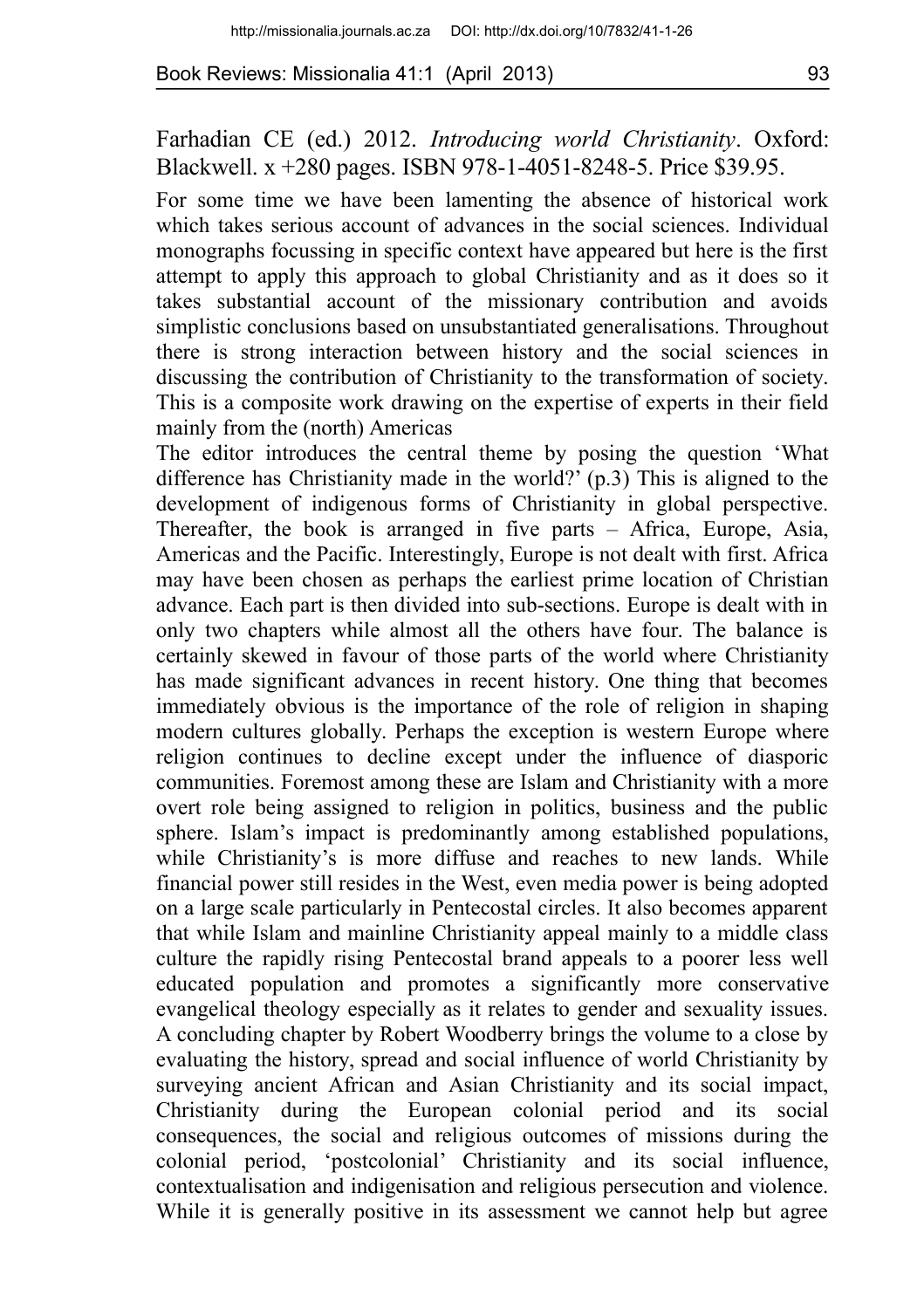Farhadian CE (ed.) 2012. *Introducing world Christianity*. Oxford: Blackwell. x +280 pages. ISBN 978-1-4051-8248-5. Price $39.95.

For some time we have been lamenting the absence of historical work which takes serious account of advances in the social sciences. Individual monographs focussing in specific context have appeared but here is the first attempt to apply this approach to global Christianity and as it does so it takes substantial account of the missionary contribution and avoids simplistic conclusions based on unsubstantiated generalisations. Throughout there is strong interaction between history and the social sciences in discussing the contribution of Christianity to the transformation of society. This is a composite work drawing on the expertise of experts in their field mainly from the (north) Americas

The editor introduces the central theme by posing the question 'What difference has Christianity made in the world?' (p.3) This is aligned to the development of indigenous forms of Christianity in global perspective. Thereafter, the book is arranged in five parts – Africa, Europe, Asia, Americas and the Pacific. Interestingly, Europe is not dealt with first. Africa may have been chosen as perhaps the earliest prime location of Christian advance. Each part is then divided into sub-sections. Europe is dealt with in only two chapters while almost all the others have four. The balance is certainly skewed in favour of those parts of the world where Christianity has made significant advances in recent history. One thing that becomes immediately obvious is the importance of the role of religion in shaping modern cultures globally. Perhaps the exception is western Europe where religion continues to decline except under the influence of diasporic communities. Foremost among these are Islam and Christianity with a more overt role being assigned to religion in politics, business and the public sphere. Islam's impact is predominantly among established populations, while Christianity's is more diffuse and reaches to new lands. While financial power still resides in the West, even media power is being adopted on a large scale particularly in Pentecostal circles. It also becomes apparent that while Islam and mainline Christianity appeal mainly to a middle class culture the rapidly rising Pentecostal brand appeals to a poorer less well educated population and promotes a significantly more conservative evangelical theology especially as it relates to gender and sexuality issues. A concluding chapter by Robert Woodberry brings the volume to a close by evaluating the history, spread and social influence of world Christianity by surveying ancient African and Asian Christianity and its social impact, Christianity during the European colonial period and its social consequences, the social and religious outcomes of missions during the colonial period, 'postcolonial' Christianity and its social influence, contextualisation and indigenisation and religious persecution and violence. While it is generally positive in its assessment we cannot help but agree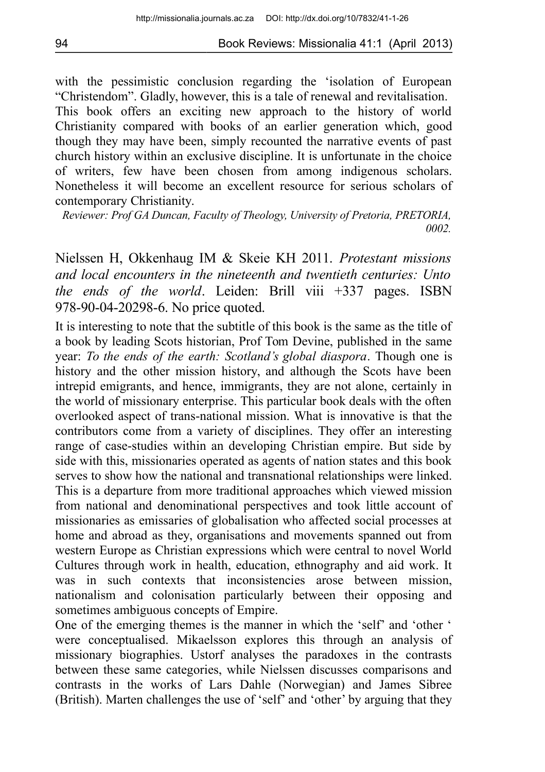with the pessimistic conclusion regarding the 'isolation of European "Christendom". Gladly, however, this is a tale of renewal and revitalisation. This book offers an exciting new approach to the history of world Christianity compared with books of an earlier generation which, good though they may have been, simply recounted the narrative events of past church history within an exclusive discipline. It is unfortunate in the choice of writers, few have been chosen from among indigenous scholars. Nonetheless it will become an excellent resource for serious scholars of contemporary Christianity.

*Reviewer: Prof GA Duncan, Faculty of Theology, University of Pretoria, PRETORIA, 0002.*

## Nielssen H, Okkenhaug IM & Skeie KH 2011. *Protestant missions and local encounters in the nineteenth and twentieth centuries: Unto the ends of the world*. Leiden: Brill viii +337 pages. ISBN 978-90-04-20298-6. No price quoted.

It is interesting to note that the subtitle of this book is the same as the title of a book by leading Scots historian, Prof Tom Devine, published in the same year: *To the ends of the earth: Scotland's global diaspora*. Though one is history and the other mission history, and although the Scots have been intrepid emigrants, and hence, immigrants, they are not alone, certainly in the world of missionary enterprise. This particular book deals with the often overlooked aspect of trans-national mission. What is innovative is that the contributors come from a variety of disciplines. They offer an interesting range of case-studies within an developing Christian empire. But side by side with this, missionaries operated as agents of nation states and this book serves to show how the national and transnational relationships were linked. This is a departure from more traditional approaches which viewed mission from national and denominational perspectives and took little account of missionaries as emissaries of globalisation who affected social processes at home and abroad as they, organisations and movements spanned out from western Europe as Christian expressions which were central to novel World Cultures through work in health, education, ethnography and aid work. It was in such contexts that inconsistencies arose between mission, nationalism and colonisation particularly between their opposing and sometimes ambiguous concepts of Empire.

One of the emerging themes is the manner in which the 'self' and 'other ' were conceptualised. Mikaelsson explores this through an analysis of missionary biographies. Ustorf analyses the paradoxes in the contrasts between these same categories, while Nielssen discusses comparisons and contrasts in the works of Lars Dahle (Norwegian) and James Sibree (British). Marten challenges the use of 'self' and 'other' by arguing that they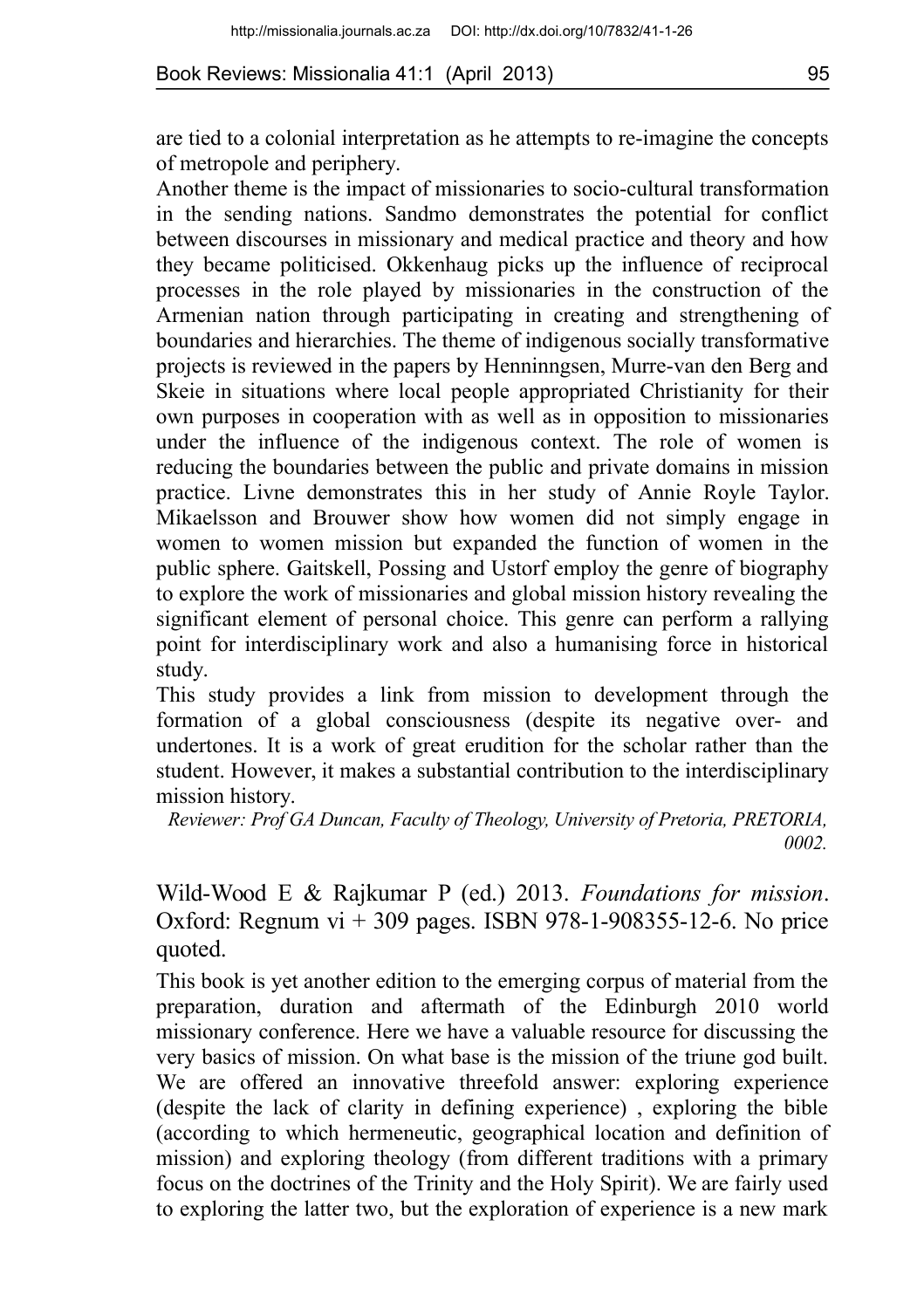are tied to a colonial interpretation as he attempts to re-imagine the concepts of metropole and periphery.

Another theme is the impact of missionaries to socio-cultural transformation in the sending nations. Sandmo demonstrates the potential for conflict between discourses in missionary and medical practice and theory and how they became politicised. Okkenhaug picks up the influence of reciprocal processes in the role played by missionaries in the construction of the Armenian nation through participating in creating and strengthening of boundaries and hierarchies. The theme of indigenous socially transformative projects is reviewed in the papers by Henninngsen, Murre-van den Berg and Skeie in situations where local people appropriated Christianity for their own purposes in cooperation with as well as in opposition to missionaries under the influence of the indigenous context. The role of women is reducing the boundaries between the public and private domains in mission practice. Livne demonstrates this in her study of Annie Royle Taylor. Mikaelsson and Brouwer show how women did not simply engage in women to women mission but expanded the function of women in the public sphere. Gaitskell, Possing and Ustorf employ the genre of biography to explore the work of missionaries and global mission history revealing the significant element of personal choice. This genre can perform a rallying point for interdisciplinary work and also a humanising force in historical study.

This study provides a link from mission to development through the formation of a global consciousness (despite its negative over- and undertones. It is a work of great erudition for the scholar rather than the student. However, it makes a substantial contribution to the interdisciplinary mission history.

*Reviewer: Prof GA Duncan, Faculty of Theology, University of Pretoria, PRETORIA, 0002.*

Wild-Wood E & Rajkumar P (ed.) 2013. *Foundations for mission*. Oxford: Regnum vi + 309 pages. ISBN 978-1-908355-12-6. No price quoted.

This book is yet another edition to the emerging corpus of material from the preparation, duration and aftermath of the Edinburgh 2010 world missionary conference. Here we have a valuable resource for discussing the very basics of mission. On what base is the mission of the triune god built. We are offered an innovative threefold answer: exploring experience (despite the lack of clarity in defining experience) , exploring the bible (according to which hermeneutic, geographical location and definition of mission) and exploring theology (from different traditions with a primary focus on the doctrines of the Trinity and the Holy Spirit). We are fairly used to exploring the latter two, but the exploration of experience is a new mark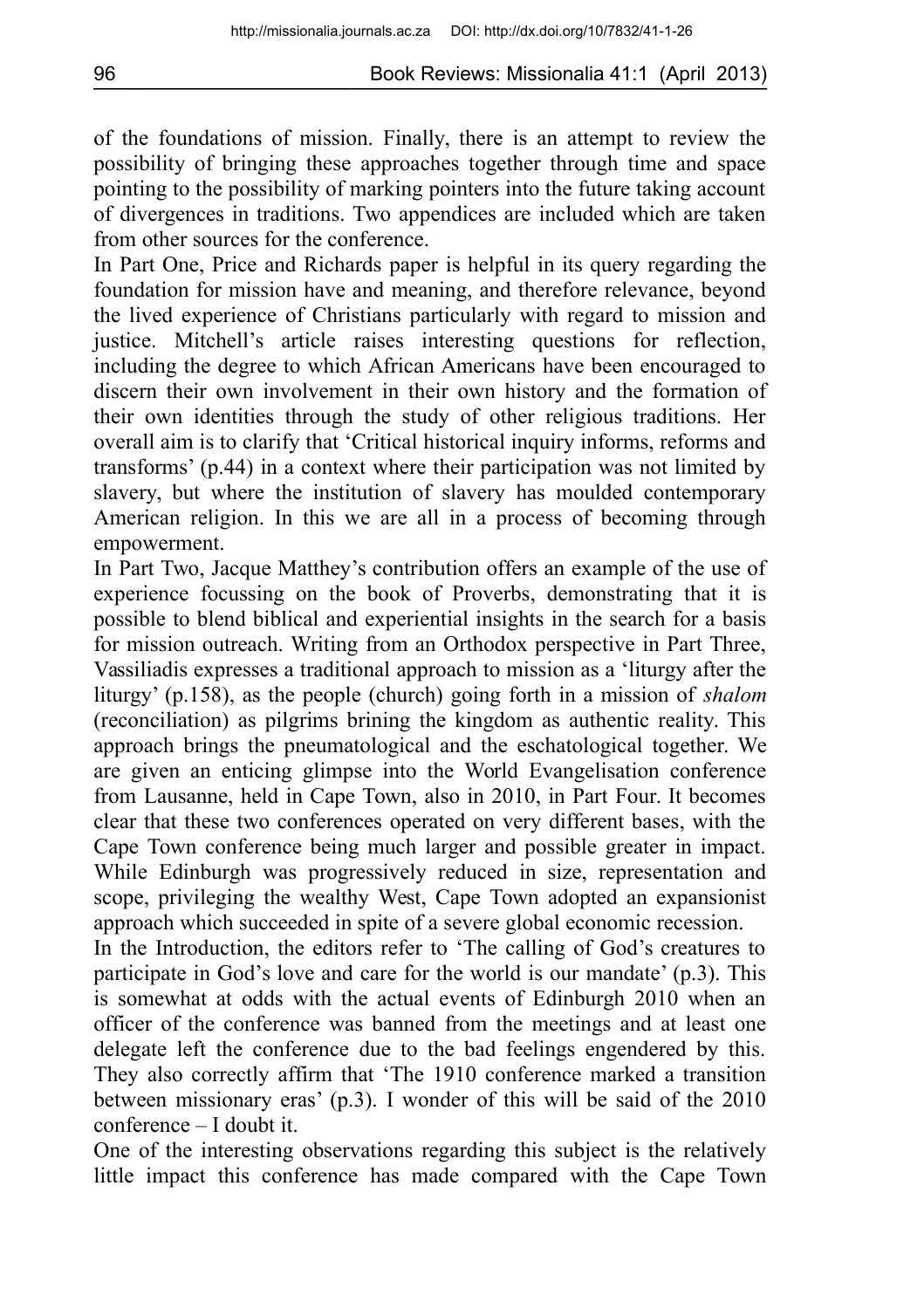of the foundations of mission. Finally, there is an attempt to review the possibility of bringing these approaches together through time and space pointing to the possibility of marking pointers into the future taking account of divergences in traditions. Two appendices are included which are taken from other sources for the conference.

In Part One, Price and Richards paper is helpful in its query regarding the foundation for mission have and meaning, and therefore relevance, beyond the lived experience of Christians particularly with regard to mission and justice. Mitchell's article raises interesting questions for reflection, including the degree to which African Americans have been encouraged to discern their own involvement in their own history and the formation of their own identities through the study of other religious traditions. Her overall aim is to clarify that 'Critical historical inquiry informs, reforms and transforms' (p.44) in a context where their participation was not limited by slavery, but where the institution of slavery has moulded contemporary American religion. In this we are all in a process of becoming through empowerment.

In Part Two, Jacque Matthey's contribution offers an example of the use of experience focussing on the book of Proverbs, demonstrating that it is possible to blend biblical and experiential insights in the search for a basis for mission outreach. Writing from an Orthodox perspective in Part Three, Vassiliadis expresses a traditional approach to mission as a 'liturgy after the liturgy' (p.158), as the people (church) going forth in a mission of *shalom* (reconciliation) as pilgrims brining the kingdom as authentic reality. This approach brings the pneumatological and the eschatological together. We are given an enticing glimpse into the World Evangelisation conference from Lausanne, held in Cape Town, also in 2010, in Part Four. It becomes clear that these two conferences operated on very different bases, with the Cape Town conference being much larger and possible greater in impact. While Edinburgh was progressively reduced in size, representation and scope, privileging the wealthy West, Cape Town adopted an expansionist approach which succeeded in spite of a severe global economic recession.

In the Introduction, the editors refer to 'The calling of God's creatures to participate in God's love and care for the world is our mandate' (p.3). This is somewhat at odds with the actual events of Edinburgh 2010 when an officer of the conference was banned from the meetings and at least one delegate left the conference due to the bad feelings engendered by this. They also correctly affirm that 'The 1910 conference marked a transition between missionary eras' (p.3). I wonder of this will be said of the 2010 conference – I doubt it.

One of the interesting observations regarding this subject is the relatively little impact this conference has made compared with the Cape Town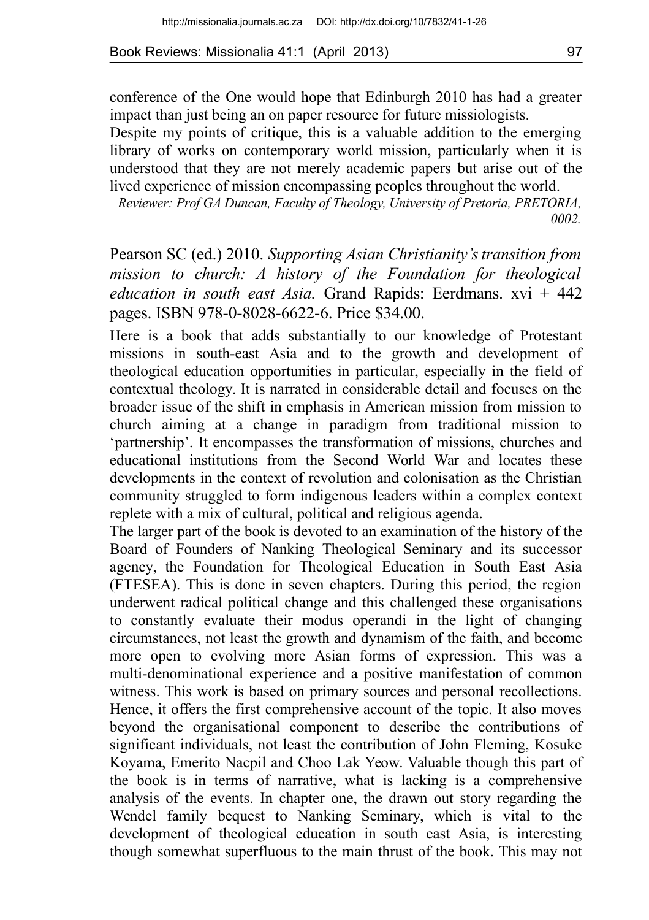conference of the One would hope that Edinburgh 2010 has had a greater impact than just being an on paper resource for future missiologists.

Despite my points of critique, this is a valuable addition to the emerging library of works on contemporary world mission, particularly when it is understood that they are not merely academic papers but arise out of the lived experience of mission encompassing peoples throughout the world.

*Reviewer: Prof GA Duncan, Faculty of Theology, University of Pretoria, PRETORIA, 0002.*

Pearson SC (ed.) 2010. *Supporting Asian Christianity's transition from mission to church: A history of the Foundation for theological education in south east Asia.* Grand Rapids: Eerdmans. xvi + 442 pages. ISBN 978-0-8028-6622-6. Price $34.00.

Here is a book that adds substantially to our knowledge of Protestant missions in south-east Asia and to the growth and development of theological education opportunities in particular, especially in the field of contextual theology. It is narrated in considerable detail and focuses on the broader issue of the shift in emphasis in American mission from mission to church aiming at a change in paradigm from traditional mission to 'partnership'. It encompasses the transformation of missions, churches and educational institutions from the Second World War and locates these developments in the context of revolution and colonisation as the Christian community struggled to form indigenous leaders within a complex context replete with a mix of cultural, political and religious agenda.

The larger part of the book is devoted to an examination of the history of the Board of Founders of Nanking Theological Seminary and its successor agency, the Foundation for Theological Education in South East Asia (FTESEA). This is done in seven chapters. During this period, the region underwent radical political change and this challenged these organisations to constantly evaluate their modus operandi in the light of changing circumstances, not least the growth and dynamism of the faith, and become more open to evolving more Asian forms of expression. This was a multi-denominational experience and a positive manifestation of common witness. This work is based on primary sources and personal recollections. Hence, it offers the first comprehensive account of the topic. It also moves beyond the organisational component to describe the contributions of significant individuals, not least the contribution of John Fleming, Kosuke Koyama, Emerito Nacpil and Choo Lak Yeow. Valuable though this part of the book is in terms of narrative, what is lacking is a comprehensive analysis of the events. In chapter one, the drawn out story regarding the Wendel family bequest to Nanking Seminary, which is vital to the development of theological education in south east Asia, is interesting though somewhat superfluous to the main thrust of the book. This may not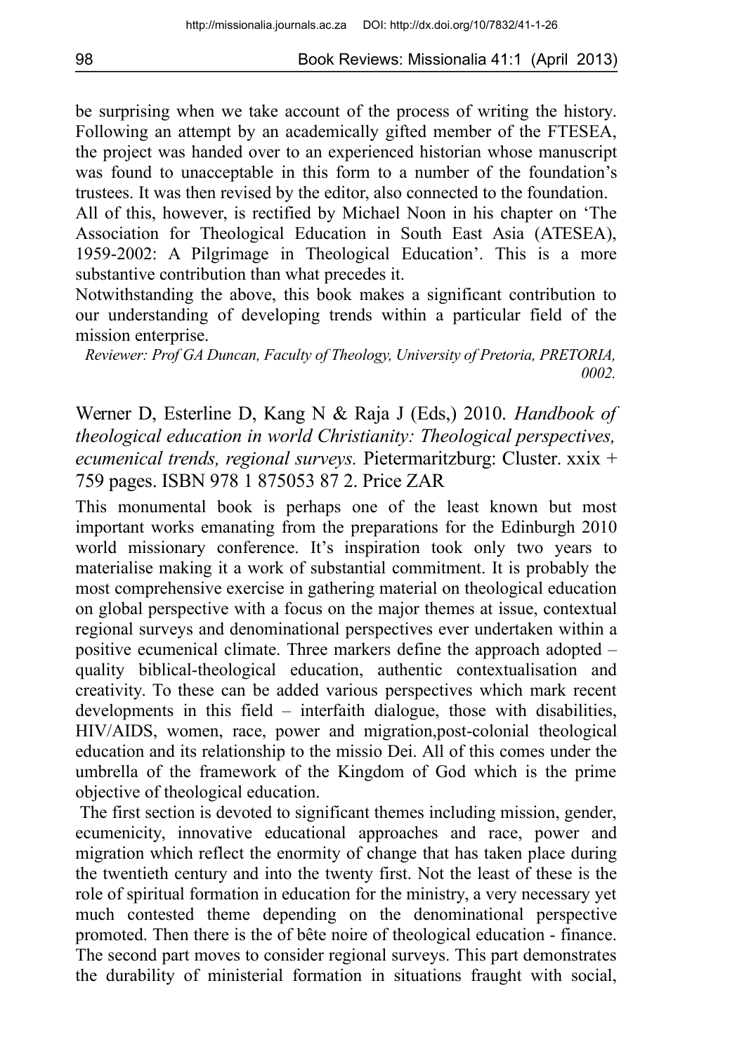be surprising when we take account of the process of writing the history. Following an attempt by an academically gifted member of the FTESEA, the project was handed over to an experienced historian whose manuscript was found to unacceptable in this form to a number of the foundation's trustees. It was then revised by the editor, also connected to the foundation.

All of this, however, is rectified by Michael Noon in his chapter on 'The Association for Theological Education in South East Asia (ATESEA), 1959-2002: A Pilgrimage in Theological Education'. This is a more substantive contribution than what precedes it.

Notwithstanding the above, this book makes a significant contribution to our understanding of developing trends within a particular field of the mission enterprise.

*Reviewer: Prof GA Duncan, Faculty of Theology, University of Pretoria, PRETORIA, 0002.*

Werner D, Esterline D, Kang N & Raja J (Eds,) 2010. *Handbook of theological education in world Christianity: Theological perspectives, ecumenical trends, regional surveys.* Pietermaritzburg: Cluster. xxix + 759 pages. ISBN 978 1 875053 87 2. Price ZAR

This monumental book is perhaps one of the least known but most important works emanating from the preparations for the Edinburgh 2010 world missionary conference. It's inspiration took only two years to materialise making it a work of substantial commitment. It is probably the most comprehensive exercise in gathering material on theological education on global perspective with a focus on the major themes at issue, contextual regional surveys and denominational perspectives ever undertaken within a positive ecumenical climate. Three markers define the approach adopted – quality biblical-theological education, authentic contextualisation and creativity. To these can be added various perspectives which mark recent developments in this field – interfaith dialogue, those with disabilities, HIV/AIDS, women, race, power and migration,post-colonial theological education and its relationship to the missio Dei. All of this comes under the umbrella of the framework of the Kingdom of God which is the prime objective of theological education.

The first section is devoted to significant themes including mission, gender, ecumenicity, innovative educational approaches and race, power and migration which reflect the enormity of change that has taken place during the twentieth century and into the twenty first. Not the least of these is the role of spiritual formation in education for the ministry, a very necessary yet much contested theme depending on the denominational perspective promoted. Then there is the of bête noire of theological education - finance. The second part moves to consider regional surveys. This part demonstrates the durability of ministerial formation in situations fraught with social,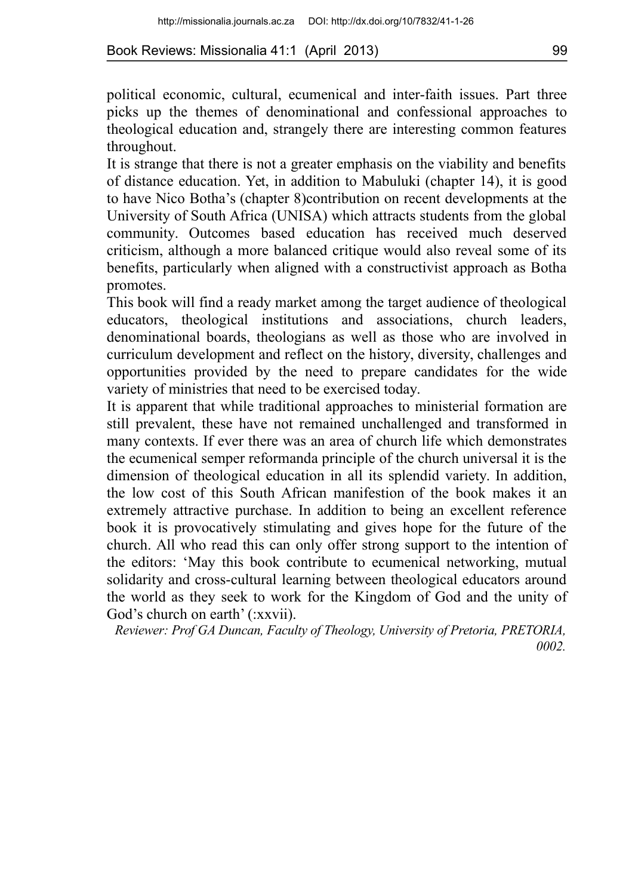political economic, cultural, ecumenical and inter-faith issues. Part three picks up the themes of denominational and confessional approaches to theological education and, strangely there are interesting common features throughout.

It is strange that there is not a greater emphasis on the viability and benefits of distance education. Yet, in addition to Mabuluki (chapter 14), it is good to have Nico Botha's (chapter 8)contribution on recent developments at the University of South Africa (UNISA) which attracts students from the global community. Outcomes based education has received much deserved criticism, although a more balanced critique would also reveal some of its benefits, particularly when aligned with a constructivist approach as Botha promotes.

This book will find a ready market among the target audience of theological educators, theological institutions and associations, church leaders, denominational boards, theologians as well as those who are involved in curriculum development and reflect on the history, diversity, challenges and opportunities provided by the need to prepare candidates for the wide variety of ministries that need to be exercised today.

It is apparent that while traditional approaches to ministerial formation are still prevalent, these have not remained unchallenged and transformed in many contexts. If ever there was an area of church life which demonstrates the ecumenical semper reformanda principle of the church universal it is the dimension of theological education in all its splendid variety. In addition, the low cost of this South African manifestion of the book makes it an extremely attractive purchase. In addition to being an excellent reference book it is provocatively stimulating and gives hope for the future of the church. All who read this can only offer strong support to the intention of the editors: 'May this book contribute to ecumenical networking, mutual solidarity and cross-cultural learning between theological educators around the world as they seek to work for the Kingdom of God and the unity of God's church on earth' (:xxvii).

*Reviewer: Prof GA Duncan, Faculty of Theology, University of Pretoria, PRETORIA, 0002.*